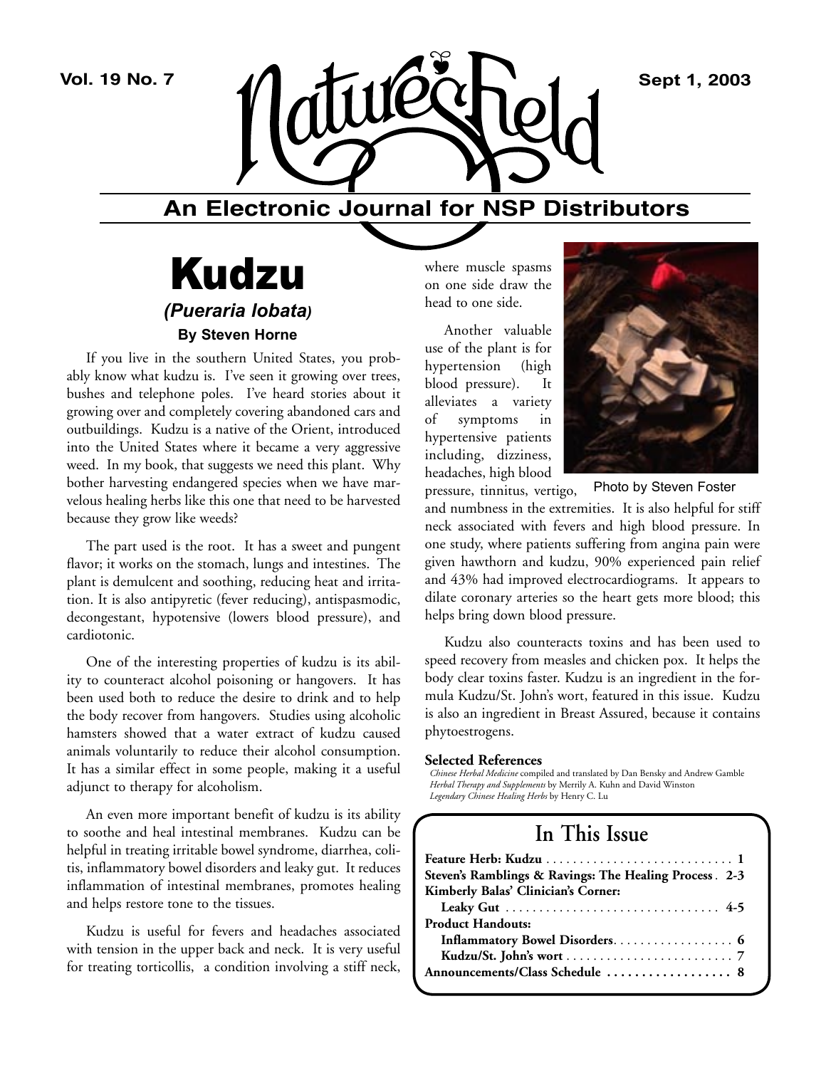# Nature's Field

## An Electronic Journal for NSP Distributors

Vol. 19 No. 7 — Sept 1, 2003

# Kudzu

### *(Pueraria lobata)*

**By Steven Horne**

If you live in the southern United States, you probably know what kudzu is. I've seen it growing over trees, bushes and telephone poles. I've heard stories about it growing over and completely covering abandoned cars and outbuildings. Kudzu is a native of the Orient, introduced into the United States where it became a very aggressive weed. In my book, that suggests we need this plant. Why bother harvesting endangered species when we have marvelous healing herbs like this one that need to be harvested because they grow like weeds?

The part used is the root. It has a sweet and pungent flavor; it works on the stomach, lungs and intestines. The plant is demulcent and soothing, reducing heat and irritation. It is also antipyretic (fever reducing), antispasmodic, decongestant, hypotensive (lowers blood pressure), and cardiotonic.

One of the interesting properties of kudzu is its ability to counteract alcohol poisoning or hangovers. It has been used both to reduce the desire to drink and to help the body recover from hangovers. Studies using alcoholic hamsters showed that a water extract of kudzu caused animals voluntarily to reduce their alcohol consumption. It has a similar effect in some people, making it a useful adjunct to therapy for alcoholism.

An even more important benefit of kudzu is its ability to soothe and heal intestinal membranes. Kudzu can be helpful in treating irritable bowel syndrome, diarrhea, colitis, inflammatory bowel disorders and leaky gut. It reduces inflammation of intestinal membranes, promotes healing and helps restore tone to the tissues.

Kudzu is useful for fevers and headaches associated with tension in the upper back and neck. It is very useful for treating torticollis, a condition involving a stiff neck, where muscle spasms on one side draw the head to one side.

Another valuable use of the plant is for hypertension (high blood pressure). It alleviates a variety of symptoms in hypertensive patients including, dizziness, headaches, high blood pressure, tinnitus, vertigo, and numbness in the extremities. It is also helpful for stiff neck associated with fevers and high blood pressure. In one study, where patients suffering from angina pain were given hawthorn and kudzu, 90% experienced pain relief and 43% had improved electrocardiograms. It appears to dilate coronary arteries so the heart gets more blood; this helps bring down blood pressure.

Photo by Steven Foster

Kudzu also counteracts toxins and has been used to speed recovery from measles and chicken pox. It helps the body clear toxins faster. Kudzu is an ingredient in the formula Kudzu/St. John's wort, featured in this issue. Kudzu is also an ingredient in Breast Assured, because it contains phytoestrogens.

**Selected References**

*Chinese Herbal Medicine* compiled and translated by Dan Bensky and Andrew Gamble
*Herbal Therapy and Supplements* by Merrily A. Kuhn and David Winston
*Legendary Chinese Healing Herbs* by Henry C. Lu

## In This Issue

**Feature Herb: Kudzu** ... 1
**Steven's Ramblings & Ravings: The Healing Process** ... 2-3
**Kimberly Balas' Clinician's Corner:**
- **Leaky Gut** ... 4-5

**Product Handouts:**
- **Inflammatory Bowel Disorders** ... 6
- **Kudzu/St. John's wort** ... 7

**Announcements/Class Schedule** ... 8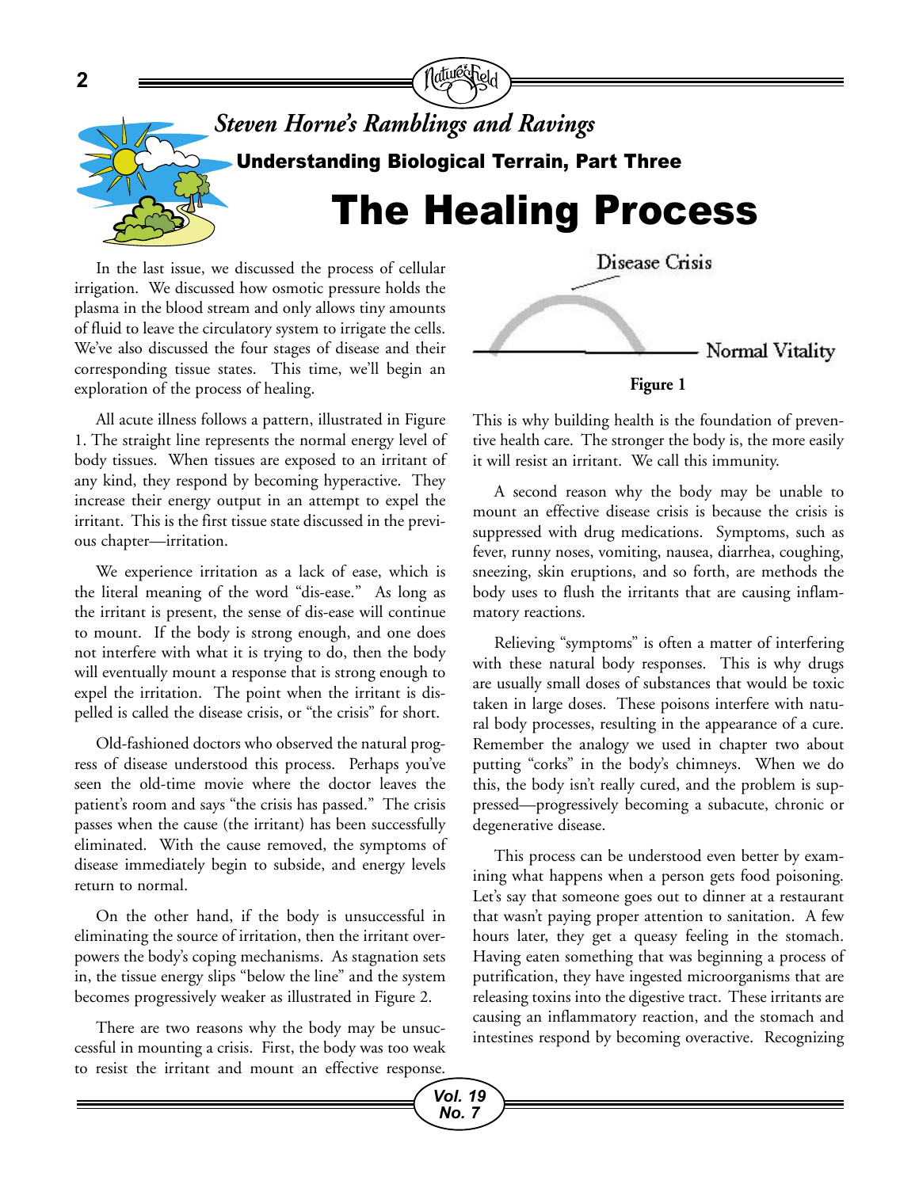*Steven Horne's Ramblings and Ravings*

**Understanding Biological Terrain, Part Three**

# The Healing Process

In the last issue, we discussed the process of cellular irrigation. We discussed how osmotic pressure holds the plasma in the blood stream and only allows tiny amounts of fluid to leave the circulatory system to irrigate the cells. We've also discussed the four stages of disease and their corresponding tissue states. This time, we'll begin an exploration of the process of healing.

All acute illness follows a pattern, illustrated in Figure 1. The straight line represents the normal energy level of body tissues. When tissues are exposed to an irritant of any kind, they respond by becoming hyperactive. They increase their energy output in an attempt to expel the irritant. This is the first tissue state discussed in the previous chapter—irritation.

We experience irritation as a lack of ease, which is the literal meaning of the word "dis-ease." As long as the irritant is present, the sense of dis-ease will continue to mount. If the body is strong enough, and one does not interfere with what it is trying to do, then the body will eventually mount a response that is strong enough to expel the irritation. The point when the irritant is dispelled is called the disease crisis, or "the crisis" for short.

Old-fashioned doctors who observed the natural progress of disease understood this process. Perhaps you've seen the old-time movie where the doctor leaves the patient's room and says "the crisis has passed." The crisis passes when the cause (the irritant) has been successfully eliminated. With the cause removed, the symptoms of disease immediately begin to subside, and energy levels return to normal.

On the other hand, if the body is unsuccessful in eliminating the source of irritation, then the irritant overpowers the body's coping mechanisms. As stagnation sets in, the tissue energy slips "below the line" and the system becomes progressively weaker as illustrated in Figure 2.

There are two reasons why the body may be unsuccessful in mounting a crisis. First, the body was too weak to resist the irritant and mount an effective response. This is why building health is the foundation of preventive health care. The stronger the body is, the more easily it will resist an irritant. We call this immunity.

Disease Crisis

Normal Vitality

**Figure 1**

A second reason why the body may be unable to mount an effective disease crisis is because the crisis is suppressed with drug medications. Symptoms, such as fever, runny noses, vomiting, nausea, diarrhea, coughing, sneezing, skin eruptions, and so forth, are methods the body uses to flush the irritants that are causing inflammatory reactions.

Relieving "symptoms" is often a matter of interfering with these natural body responses. This is why drugs are usually small doses of substances that would be toxic taken in large doses. These poisons interfere with natural body processes, resulting in the appearance of a cure. Remember the analogy we used in chapter two about putting "corks" in the body's chimneys. When we do this, the body isn't really cured, and the problem is suppressed—progressively becoming a subacute, chronic or degenerative disease.

This process can be understood even better by examining what happens when a person gets food poisoning. Let's say that someone goes out to dinner at a restaurant that wasn't paying proper attention to sanitation. A few hours later, they get a queasy feeling in the stomach. Having eaten something that was beginning a process of putrification, they have ingested microorganisms that are releasing toxins into the digestive tract. These irritants are causing an inflammatory reaction, and the stomach and intestines respond by becoming overactive. Recognizing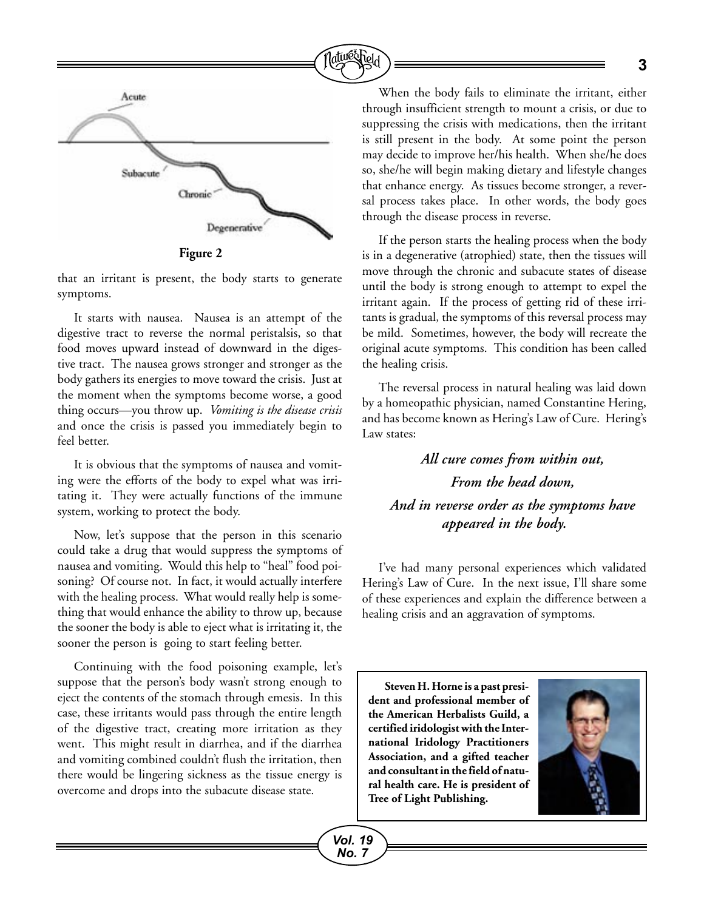**Figure 2**

that an irritant is present, the body starts to generate symptoms.

It starts with nausea. Nausea is an attempt of the digestive tract to reverse the normal peristalsis, so that food moves upward instead of downward in the digestive tract. The nausea grows stronger and stronger as the body gathers its energies to move toward the crisis. Just at the moment when the symptoms become worse, a good thing occurs—you throw up. *Vomiting is the disease crisis* and once the crisis is passed you immediately begin to feel better.

It is obvious that the symptoms of nausea and vomiting were the efforts of the body to expel what was irritating it. They were actually functions of the immune system, working to protect the body.

Now, let's suppose that the person in this scenario could take a drug that would suppress the symptoms of nausea and vomiting. Would this help to "heal" food poisoning? Of course not. In fact, it would actually interfere with the healing process. What would really help is something that would enhance the ability to throw up, because the sooner the body is able to eject what is irritating it, the sooner the person is going to start feeling better.

Continuing with the food poisoning example, let's suppose that the person's body wasn't strong enough to eject the contents of the stomach through emesis. In this case, these irritants would pass through the entire length of the digestive tract, creating more irritation as they went. This might result in diarrhea, and if the diarrhea and vomiting combined couldn't flush the irritation, then there would be lingering sickness as the tissue energy is overcome and drops into the subacute disease state.

When the body fails to eliminate the irritant, either through insufficient strength to mount a crisis, or due to suppressing the crisis with medications, then the irritant is still present in the body. At some point the person may decide to improve her/his health. When she/he does so, she/he will begin making dietary and lifestyle changes that enhance energy. As tissues become stronger, a reversal process takes place. In other words, the body goes through the disease process in reverse.

If the person starts the healing process when the body is in a degenerative (atrophied) state, then the tissues will move through the chronic and subacute states of disease until the body is strong enough to attempt to expel the irritant again. If the process of getting rid of these irritants is gradual, the symptoms of this reversal process may be mild. Sometimes, however, the body will recreate the original acute symptoms. This condition has been called the healing crisis.

The reversal process in natural healing was laid down by a homeopathic physician, named Constantine Hering, and has become known as Hering's Law of Cure. Hering's Law states:

***All cure comes from within out,***
***From the head down,***
***And in reverse order as the symptoms have appeared in the body.***

I've had many personal experiences which validated Hering's Law of Cure. In the next issue, I'll share some of these experiences and explain the difference between a healing crisis and an aggravation of symptoms.

**Steven H. Horne is a past president and professional member of the American Herbalists Guild, a certified iridologist with the International Iridology Practitioners Association, and a gifted teacher and consultant in the field of natural health care. He is president of Tree of Light Publishing.**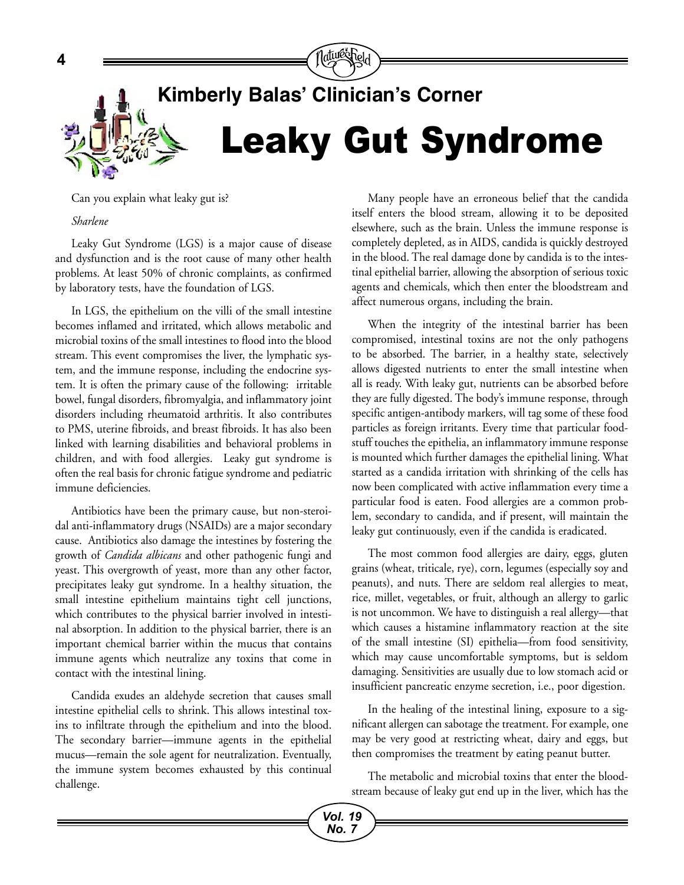## Kimberly Balas' Clinician's Corner

# Leaky Gut Syndrome

Can you explain what leaky gut is?

*Sharlene*

Leaky Gut Syndrome (LGS) is a major cause of disease and dysfunction and is the root cause of many other health problems. At least 50% of chronic complaints, as confirmed by laboratory tests, have the foundation of LGS.

In LGS, the epithelium on the villi of the small intestine becomes inflamed and irritated, which allows metabolic and microbial toxins of the small intestines to flood into the blood stream. This event compromises the liver, the lymphatic system, and the immune response, including the endocrine system. It is often the primary cause of the following: irritable bowel, fungal disorders, fibromyalgia, and inflammatory joint disorders including rheumatoid arthritis. It also contributes to PMS, uterine fibroids, and breast fibroids. It has also been linked with learning disabilities and behavioral problems in children, and with food allergies. Leaky gut syndrome is often the real basis for chronic fatigue syndrome and pediatric immune deficiencies.

Antibiotics have been the primary cause, but non-steroidal anti-inflammatory drugs (NSAIDs) are a major secondary cause. Antibiotics also damage the intestines by fostering the growth of *Candida albicans* and other pathogenic fungi and yeast. This overgrowth of yeast, more than any other factor, precipitates leaky gut syndrome. In a healthy situation, the small intestine epithelium maintains tight cell junctions, which contributes to the physical barrier involved in intestinal absorption. In addition to the physical barrier, there is an important chemical barrier within the mucus that contains immune agents which neutralize any toxins that come in contact with the intestinal lining.

Candida exudes an aldehyde secretion that causes small intestine epithelial cells to shrink. This allows intestinal toxins to infiltrate through the epithelium and into the blood. The secondary barrier—immune agents in the epithelial mucus—remain the sole agent for neutralization. Eventually, the immune system becomes exhausted by this continual challenge.

Many people have an erroneous belief that the candida itself enters the blood stream, allowing it to be deposited elsewhere, such as the brain. Unless the immune response is completely depleted, as in AIDS, candida is quickly destroyed in the blood. The real damage done by candida is to the intestinal epithelial barrier, allowing the absorption of serious toxic agents and chemicals, which then enter the bloodstream and affect numerous organs, including the brain.

When the integrity of the intestinal barrier has been compromised, intestinal toxins are not the only pathogens to be absorbed. The barrier, in a healthy state, selectively allows digested nutrients to enter the small intestine when all is ready. With leaky gut, nutrients can be absorbed before they are fully digested. The body's immune response, through specific antigen-antibody markers, will tag some of these food particles as foreign irritants. Every time that particular foodstuff touches the epithelia, an inflammatory immune response is mounted which further damages the epithelial lining. What started as a candida irritation with shrinking of the cells has now been complicated with active inflammation every time a particular food is eaten. Food allergies are a common problem, secondary to candida, and if present, will maintain the leaky gut continuously, even if the candida is eradicated.

The most common food allergies are dairy, eggs, gluten grains (wheat, triticale, rye), corn, legumes (especially soy and peanuts), and nuts. There are seldom real allergies to meat, rice, millet, vegetables, or fruit, although an allergy to garlic is not uncommon. We have to distinguish a real allergy—that which causes a histamine inflammatory reaction at the site of the small intestine (SI) epithelia—from food sensitivity, which may cause uncomfortable symptoms, but is seldom damaging. Sensitivities are usually due to low stomach acid or insufficient pancreatic enzyme secretion, i.e., poor digestion.

In the healing of the intestinal lining, exposure to a significant allergen can sabotage the treatment. For example, one may be very good at restricting wheat, dairy and eggs, but then compromises the treatment by eating peanut butter.

The metabolic and microbial toxins that enter the bloodstream because of leaky gut end up in the liver, which has the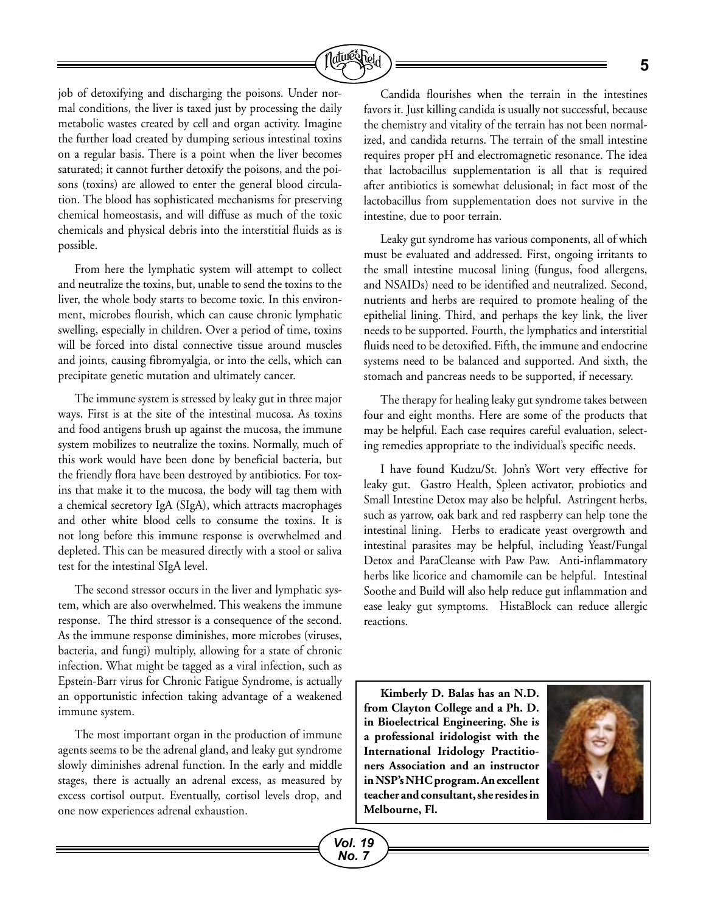job of detoxifying and discharging the poisons. Under normal conditions, the liver is taxed just by processing the daily metabolic wastes created by cell and organ activity. Imagine the further load created by dumping serious intestinal toxins on a regular basis. There is a point when the liver becomes saturated; it cannot further detoxify the poisons, and the poisons (toxins) are allowed to enter the general blood circulation. The blood has sophisticated mechanisms for preserving chemical homeostasis, and will diffuse as much of the toxic chemicals and physical debris into the interstitial fluids as is possible.

From here the lymphatic system will attempt to collect and neutralize the toxins, but, unable to send the toxins to the liver, the whole body starts to become toxic. In this environment, microbes flourish, which can cause chronic lymphatic swelling, especially in children. Over a period of time, toxins will be forced into distal connective tissue around muscles and joints, causing fibromyalgia, or into the cells, which can precipitate genetic mutation and ultimately cancer.

The immune system is stressed by leaky gut in three major ways. First is at the site of the intestinal mucosa. As toxins and food antigens brush up against the mucosa, the immune system mobilizes to neutralize the toxins. Normally, much of this work would have been done by beneficial bacteria, but the friendly flora have been destroyed by antibiotics. For toxins that make it to the mucosa, the body will tag them with a chemical secretory IgA (SIgA), which attracts macrophages and other white blood cells to consume the toxins. It is not long before this immune response is overwhelmed and depleted. This can be measured directly with a stool or saliva test for the intestinal SIgA level.

The second stressor occurs in the liver and lymphatic system, which are also overwhelmed. This weakens the immune response. The third stressor is a consequence of the second. As the immune response diminishes, more microbes (viruses, bacteria, and fungi) multiply, allowing for a state of chronic infection. What might be tagged as a viral infection, such as Epstein-Barr virus for Chronic Fatigue Syndrome, is actually an opportunistic infection taking advantage of a weakened immune system.

The most important organ in the production of immune agents seems to be the adrenal gland, and leaky gut syndrome slowly diminishes adrenal function. In the early and middle stages, there is actually an adrenal excess, as measured by excess cortisol output. Eventually, cortisol levels drop, and one now experiences adrenal exhaustion.

Candida flourishes when the terrain in the intestines favors it. Just killing candida is usually not successful, because the chemistry and vitality of the terrain has not been normalized, and candida returns. The terrain of the small intestine requires proper pH and electromagnetic resonance. The idea that lactobacillus supplementation is all that is required after antibiotics is somewhat delusional; in fact most of the lactobacillus from supplementation does not survive in the intestine, due to poor terrain.

Leaky gut syndrome has various components, all of which must be evaluated and addressed. First, ongoing irritants to the small intestine mucosal lining (fungus, food allergens, and NSAIDs) need to be identified and neutralized. Second, nutrients and herbs are required to promote healing of the epithelial lining. Third, and perhaps the key link, the liver needs to be supported. Fourth, the lymphatics and interstitial fluids need to be detoxified. Fifth, the immune and endocrine systems need to be balanced and supported. And sixth, the stomach and pancreas needs to be supported, if necessary.

The therapy for healing leaky gut syndrome takes between four and eight months. Here are some of the products that may be helpful. Each case requires careful evaluation, selecting remedies appropriate to the individual's specific needs.

I have found Kudzu/St. John's Wort very effective for leaky gut. Gastro Health, Spleen activator, probiotics and Small Intestine Detox may also be helpful. Astringent herbs, such as yarrow, oak bark and red raspberry can help tone the intestinal lining. Herbs to eradicate yeast overgrowth and intestinal parasites may be helpful, including Yeast/Fungal Detox and ParaCleanse with Paw Paw. Anti-inflammatory herbs like licorice and chamomile can be helpful. Intestinal Soothe and Build will also help reduce gut inflammation and ease leaky gut symptoms. HistaBlock can reduce allergic reactions.

**Kimberly D. Balas has an N.D. from Clayton College and a Ph. D. in Bioelectrical Engineering. She is a professional iridologist with the International Iridology Practitioners Association and an instructor in NSP's NHC program. An excellent teacher and consultant, she resides in Melbourne, Fl.**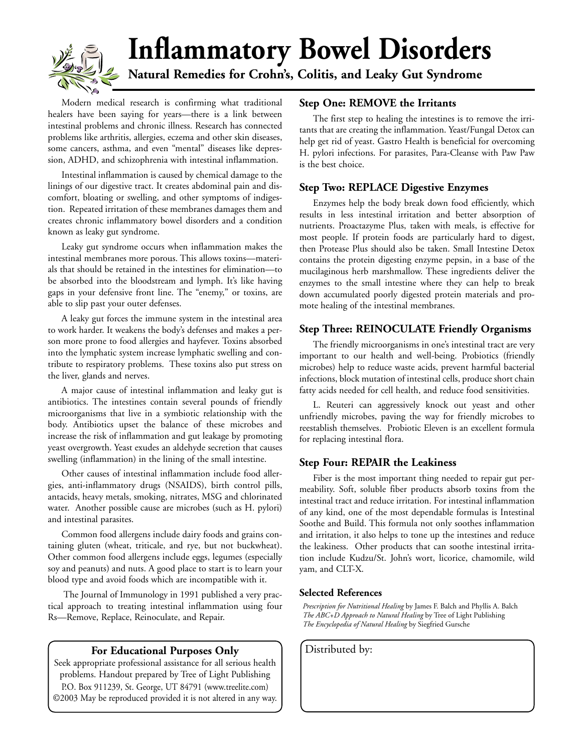# Inflammatory Bowel Disorders

## Natural Remedies for Crohn's, Colitis, and Leaky Gut Syndrome

Modern medical research is confirming what traditional healers have been saying for years—there is a link between intestinal problems and chronic illness. Research has connected problems like arthritis, allergies, eczema and other skin diseases, some cancers, asthma, and even "mental" diseases like depression, ADHD, and schizophrenia with intestinal inflammation.

Intestinal inflammation is caused by chemical damage to the linings of our digestive tract. It creates abdominal pain and discomfort, bloating or swelling, and other symptoms of indigestion. Repeated irritation of these membranes damages them and creates chronic inflammatory bowel disorders and a condition known as leaky gut syndrome.

Leaky gut syndrome occurs when inflammation makes the intestinal membranes more porous. This allows toxins—materials that should be retained in the intestines for elimination—to be absorbed into the bloodstream and lymph. It's like having gaps in your defensive front line. The "enemy," or toxins, are able to slip past your outer defenses.

A leaky gut forces the immune system in the intestinal area to work harder. It weakens the body's defenses and makes a person more prone to food allergies and hayfever. Toxins absorbed into the lymphatic system increase lymphatic swelling and contribute to respiratory problems. These toxins also put stress on the liver, glands and nerves.

A major cause of intestinal inflammation and leaky gut is antibiotics. The intestines contain several pounds of friendly microorganisms that live in a symbiotic relationship with the body. Antibiotics upset the balance of these microbes and increase the risk of inflammation and gut leakage by promoting yeast overgrowth. Yeast exudes an aldehyde secretion that causes swelling (inflammation) in the lining of the small intestine.

Other causes of intestinal inflammation include food allergies, anti-inflammatory drugs (NSAIDS), birth control pills, antacids, heavy metals, smoking, nitrates, MSG and chlorinated water. Another possible cause are microbes (such as H. pylori) and intestinal parasites.

Common food allergens include dairy foods and grains containing gluten (wheat, triticale, and rye, but not buckwheat). Other common food allergens include eggs, legumes (especially soy and peanuts) and nuts. A good place to start is to learn your blood type and avoid foods which are incompatible with it.

The Journal of Immunology in 1991 published a very practical approach to treating intestinal inflammation using four Rs—Remove, Replace, Reinoculate, and Repair.

### Step One: REMOVE the Irritants

The first step to healing the intestines is to remove the irritants that are creating the inflammation. Yeast/Fungal Detox can help get rid of yeast. Gastro Health is beneficial for overcoming H. pylori infections. For parasites, Para-Cleanse with Paw Paw is the best choice.

### Step Two: REPLACE Digestive Enzymes

Enzymes help the body break down food efficiently, which results in less intestinal irritation and better absorption of nutrients. Proactazyme Plus, taken with meals, is effective for most people. If protein foods are particularly hard to digest, then Protease Plus should also be taken. Small Intestine Detox contains the protein digesting enzyme pepsin, in a base of the mucilaginous herb marshmallow. These ingredients deliver the enzymes to the small intestine where they can help to break down accumulated poorly digested protein materials and promote healing of the intestinal membranes.

### Step Three: REINOCULATE Friendly Organisms

The friendly microorganisms in one's intestinal tract are very important to our health and well-being. Probiotics (friendly microbes) help to reduce waste acids, prevent harmful bacterial infections, block mutation of intestinal cells, produce short chain fatty acids needed for cell health, and reduce food sensitivities.

L. Reuteri can aggressively knock out yeast and other unfriendly microbes, paving the way for friendly microbes to reestablish themselves. Probiotic Eleven is an excellent formula for replacing intestinal flora.

### Step Four: REPAIR the Leakiness

Fiber is the most important thing needed to repair gut permeability. Soft, soluble fiber products absorb toxins from the intestinal tract and reduce irritation. For intestinal inflammation of any kind, one of the most dependable formulas is Intestinal Soothe and Build. This formula not only soothes inflammation and irritation, it also helps to tone up the intestines and reduce the leakiness. Other products that can soothe intestinal irritation include Kudzu/St. John's wort, licorice, chamomile, wild yam, and CLT-X.

#### Selected References

*Prescription for Nutritional Healing* by James F. Balch and Phyllis A. Balch
*The ABC+D Approach to Natural Healing* by Tree of Light Publishing
*The Encyclopedia of Natural Healing* by Siegfried Gursche

**For Educational Purposes Only**

Seek appropriate professional assistance for all serious health problems. Handout prepared by Tree of Light Publishing P.O. Box 911239, St. George, UT 84791 (www.treelite.com) ©2003 May be reproduced provided it is not altered in any way.

Distributed by: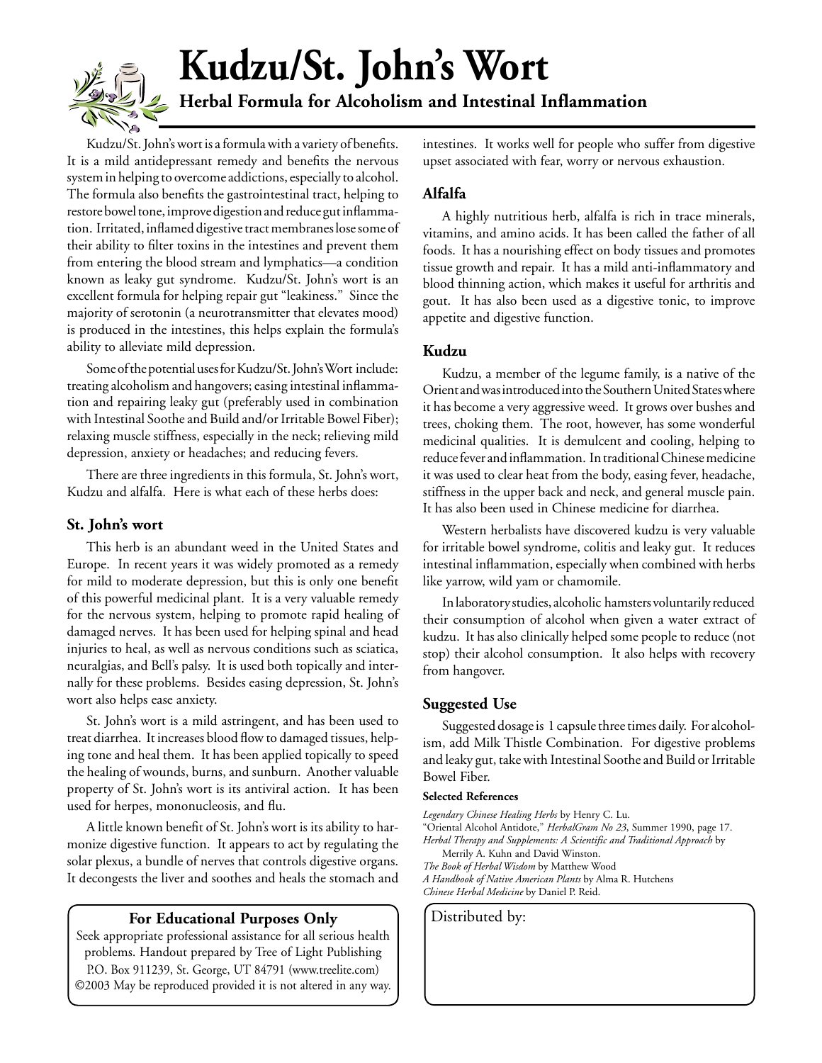# Kudzu/St. John's Wort

## Herbal Formula for Alcoholism and Intestinal Inflammation

Kudzu/St. John's wort is a formula with a variety of benefits. It is a mild antidepressant remedy and benefits the nervous system in helping to overcome addictions, especially to alcohol. The formula also benefits the gastrointestinal tract, helping to restore bowel tone, improve digestion and reduce gut inflammation. Irritated, inflamed digestive tract membranes lose some of their ability to filter toxins in the intestines and prevent them from entering the blood stream and lymphatics—a condition known as leaky gut syndrome. Kudzu/St. John's wort is an excellent formula for helping repair gut "leakiness." Since the majority of serotonin (a neurotransmitter that elevates mood) is produced in the intestines, this helps explain the formula's ability to alleviate mild depression.

Some of the potential uses for Kudzu/St. John's Wort include: treating alcoholism and hangovers; easing intestinal inflammation and repairing leaky gut (preferably used in combination with Intestinal Soothe and Build and/or Irritable Bowel Fiber); relaxing muscle stiffness, especially in the neck; relieving mild depression, anxiety or headaches; and reducing fevers.

There are three ingredients in this formula, St. John's wort, Kudzu and alfalfa. Here is what each of these herbs does:

### St. John's wort

This herb is an abundant weed in the United States and Europe. In recent years it was widely promoted as a remedy for mild to moderate depression, but this is only one benefit of this powerful medicinal plant. It is a very valuable remedy for the nervous system, helping to promote rapid healing of damaged nerves. It has been used for helping spinal and head injuries to heal, as well as nervous conditions such as sciatica, neuralgias, and Bell's palsy. It is used both topically and internally for these problems. Besides easing depression, St. John's wort also helps ease anxiety.

St. John's wort is a mild astringent, and has been used to treat diarrhea. It increases blood flow to damaged tissues, helping tone and heal them. It has been applied topically to speed the healing of wounds, burns, and sunburn. Another valuable property of St. John's wort is its antiviral action. It has been used for herpes, mononucleosis, and flu.

A little known benefit of St. John's wort is its ability to harmonize digestive function. It appears to act by regulating the solar plexus, a bundle of nerves that controls digestive organs. It decongests the liver and soothes and heals the stomach and intestines. It works well for people who suffer from digestive upset associated with fear, worry or nervous exhaustion.

### Alfalfa

A highly nutritious herb, alfalfa is rich in trace minerals, vitamins, and amino acids. It has been called the father of all foods. It has a nourishing effect on body tissues and promotes tissue growth and repair. It has a mild anti-inflammatory and blood thinning action, which makes it useful for arthritis and gout. It has also been used as a digestive tonic, to improve appetite and digestive function.

### Kudzu

Kudzu, a member of the legume family, is a native of the Orient and was introduced into the Southern United States where it has become a very aggressive weed. It grows over bushes and trees, choking them. The root, however, has some wonderful medicinal qualities. It is demulcent and cooling, helping to reduce fever and inflammation. In traditional Chinese medicine it was used to clear heat from the body, easing fever, headache, stiffness in the upper back and neck, and general muscle pain. It has also been used in Chinese medicine for diarrhea.

Western herbalists have discovered kudzu is very valuable for irritable bowel syndrome, colitis and leaky gut. It reduces intestinal inflammation, especially when combined with herbs like yarrow, wild yam or chamomile.

In laboratory studies, alcoholic hamsters voluntarily reduced their consumption of alcohol when given a water extract of kudzu. It has also clinically helped some people to reduce (not stop) their alcohol consumption. It also helps with recovery from hangover.

### Suggested Use

Suggested dosage is 1 capsule three times daily. For alcoholism, add Milk Thistle Combination. For digestive problems and leaky gut, take with Intestinal Soothe and Build or Irritable Bowel Fiber.

**Selected References**

*Legendary Chinese Healing Herbs* by Henry C. Lu.
"Oriental Alcohol Antidote," *HerbalGram No 23*, Summer 1990, page 17.
*Herbal Therapy and Supplements: A Scientific and Traditional Approach* by Merrily A. Kuhn and David Winston.
*The Book of Herbal Wisdom* by Matthew Wood
*A Handbook of Native American Plants* by Alma R. Hutchens
*Chinese Herbal Medicine* by Daniel P. Reid.

**For Educational Purposes Only**

Seek appropriate professional assistance for all serious health problems. Handout prepared by Tree of Light Publishing P.O. Box 911239, St. George, UT 84791 (www.treelite.com) ©2003 May be reproduced provided it is not altered in any way.

Distributed by: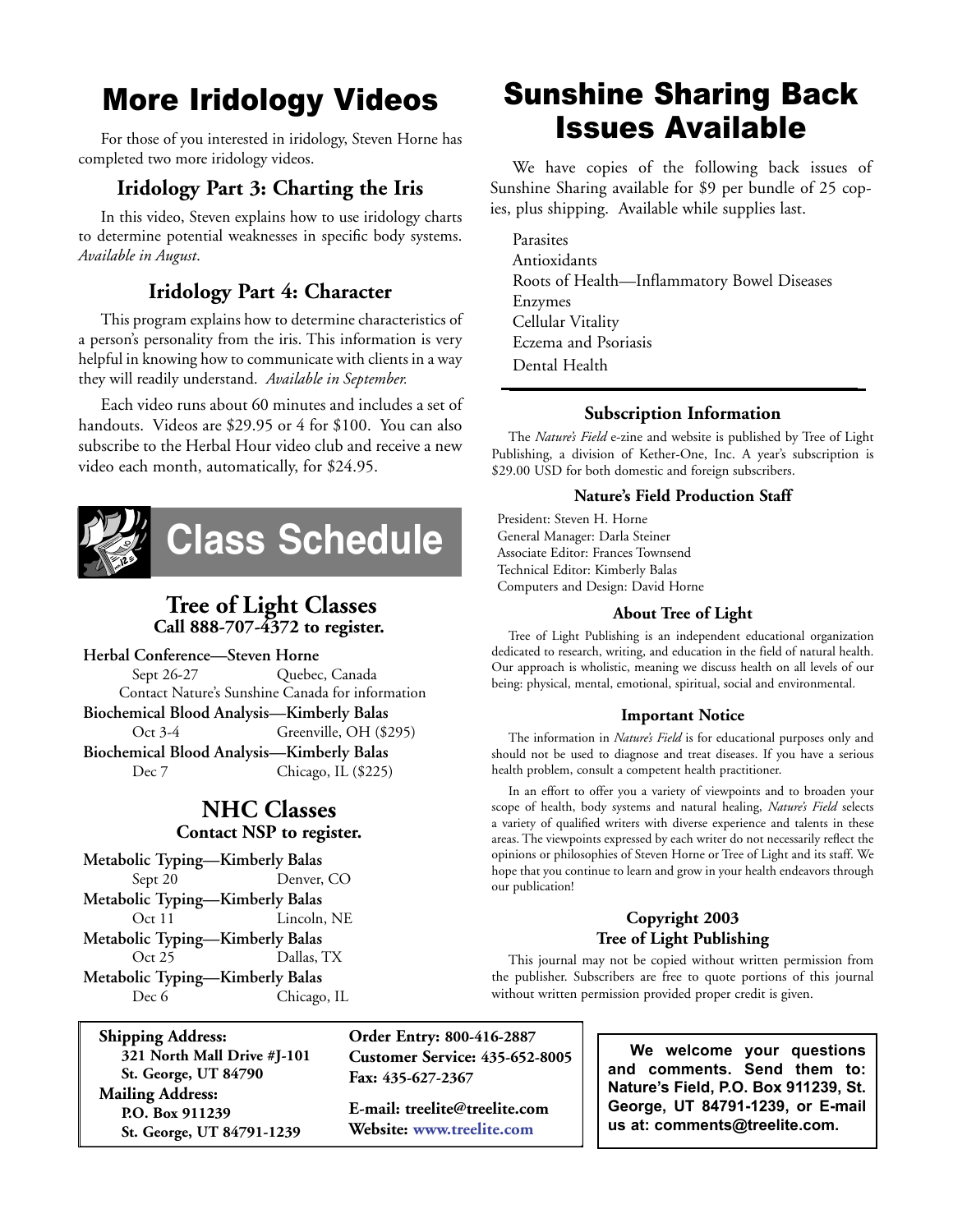# More Iridology Videos

For those of you interested in iridology, Steven Horne has completed two more iridology videos.

## Iridology Part 3: Charting the Iris

In this video, Steven explains how to use iridology charts to determine potential weaknesses in specific body systems. *Available in August*.

## Iridology Part 4: Character

This program explains how to determine characteristics of a person's personality from the iris. This information is very helpful in knowing how to communicate with clients in a way they will readily understand. *Available in September.*

Each video runs about 60 minutes and includes a set of handouts. Videos are $29.95 or 4 for $100. You can also subscribe to the Herbal Hour video club and receive a new video each month, automatically, for $24.95.

# Class Schedule

## Tree of Light Classes
**Call 888-707-4372 to register.**

**Herbal Conference—Steven Horne**
Sept 26-27 Quebec, Canada
Contact Nature's Sunshine Canada for information

**Biochemical Blood Analysis—Kimberly Balas**
Oct 3-4 Greenville, OH ($295)

**Biochemical Blood Analysis—Kimberly Balas**
Dec 7 Chicago, IL ($225)

## NHC Classes
**Contact NSP to register.**

**Metabolic Typing—Kimberly Balas**
Sept 20 Denver, CO

**Metabolic Typing—Kimberly Balas**
Oct 11 Lincoln, NE

**Metabolic Typing—Kimberly Balas**
Oct 25 Dallas, TX

**Metabolic Typing—Kimberly Balas**
Dec 6 Chicago, IL

# Sunshine Sharing Back Issues Available

We have copies of the following back issues of Sunshine Sharing available for $9 per bundle of 25 copies, plus shipping. Available while supplies last.

- Parasites
- Antioxidants
- Roots of Health—Inflammatory Bowel Diseases
- Enzymes
- Cellular Vitality
- Eczema and Psoriasis
- Dental Health

### Subscription Information

The *Nature's Field* e-zine and website is published by Tree of Light Publishing, a division of Kether-One, Inc. A year's subscription is $29.00 USD for both domestic and foreign subscribers.

### Nature's Field Production Staff

President: Steven H. Horne
General Manager: Darla Steiner
Associate Editor: Frances Townsend
Technical Editor: Kimberly Balas
Computers and Design: David Horne

### About Tree of Light

Tree of Light Publishing is an independent educational organization dedicated to research, writing, and education in the field of natural health. Our approach is wholistic, meaning we discuss health on all levels of our being: physical, mental, emotional, spiritual, social and environmental.

### Important Notice

The information in *Nature's Field* is for educational purposes only and should not be used to diagnose and treat diseases. If you have a serious health problem, consult a competent health practitioner.

In an effort to offer you a variety of viewpoints and to broaden your scope of health, body systems and natural healing, *Nature's Field* selects a variety of qualified writers with diverse experience and talents in these areas. The viewpoints expressed by each writer do not necessarily reflect the opinions or philosophies of Steven Horne or Tree of Light and its staff. We hope that you continue to learn and grow in your health endeavors through our publication!

### Copyright 2003
### Tree of Light Publishing

This journal may not be copied without written permission from the publisher. Subscribers are free to quote portions of this journal without written permission provided proper credit is given.

**Shipping Address:**
**321 North Mall Drive #J-101**
**St. George, UT 84790**
**Mailing Address:**
**P.O. Box 911239**
**St. George, UT 84791-1239**

**Order Entry: 800-416-2887**
**Customer Service: 435-652-8005**
**Fax: 435-627-2367**

**E-mail: treelite@treelite.com**
**Website: www.treelite.com**

**We welcome your questions and comments. Send them to: Nature's Field, P.O. Box 911239, St. George, UT 84791-1239, or E-mail us at: comments@treelite.com.**